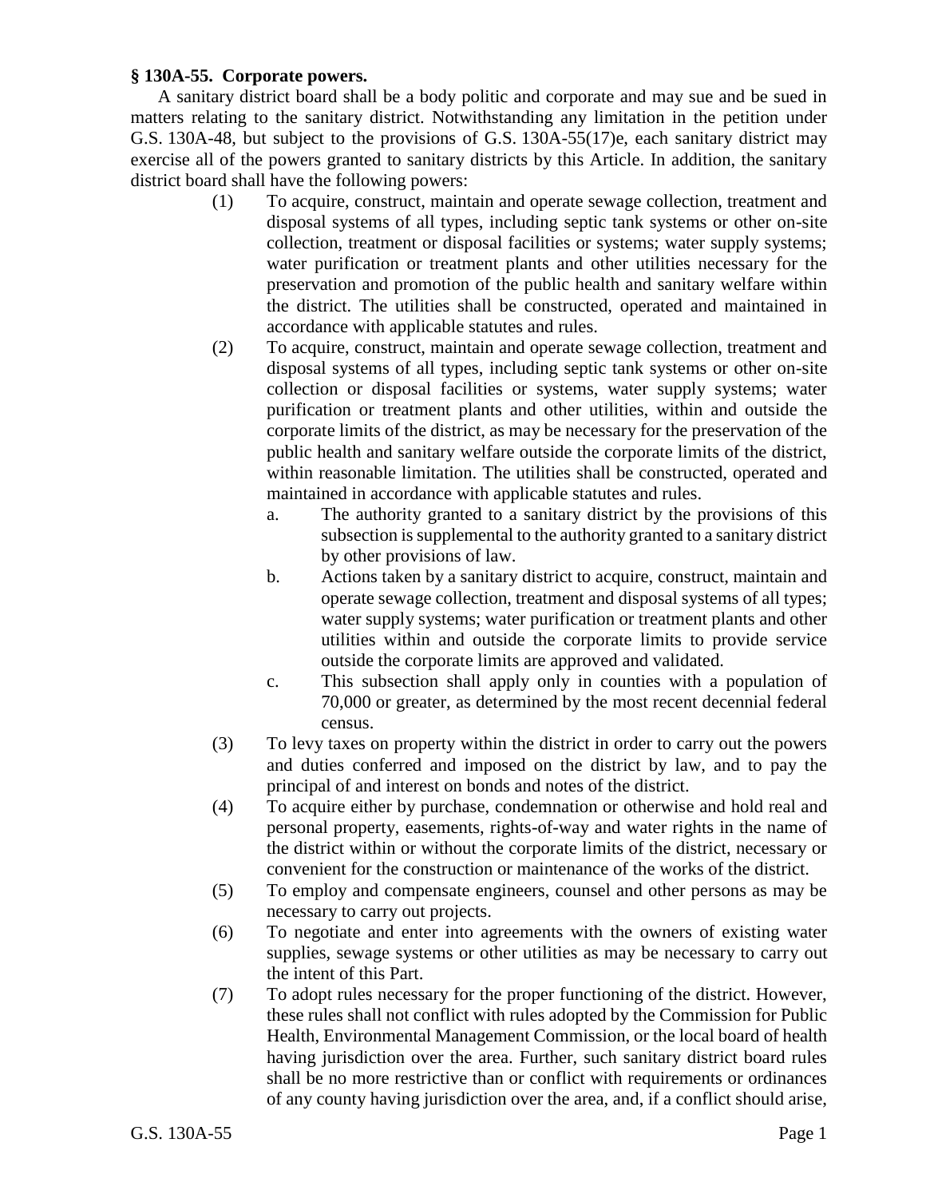**§ 130A-55. Corporate powers.**

A sanitary district board shall be a body politic and corporate and may sue and be sued in matters relating to the sanitary district. Notwithstanding any limitation in the petition under G.S. 130A-48, but subject to the provisions of G.S. 130A-55(17)e, each sanitary district may exercise all of the powers granted to sanitary districts by this Article. In addition, the sanitary district board shall have the following powers:

(1) To acquire, construct, maintain and operate sewage collection, treatment and disposal systems of all types, including septic tank systems or other on-site collection, treatment or disposal facilities or systems; water supply systems; water purification or treatment plants and other utilities necessary for the preservation and promotion of the public health and sanitary welfare within the district. The utilities shall be constructed, operated and maintained in accordance with applicable statutes and rules.

(2) To acquire, construct, maintain and operate sewage collection, treatment and disposal systems of all types, including septic tank systems or other on-site collection or disposal facilities or systems, water supply systems; water purification or treatment plants and other utilities, within and outside the corporate limits of the district, as may be necessary for the preservation of the public health and sanitary welfare outside the corporate limits of the district, within reasonable limitation. The utilities shall be constructed, operated and maintained in accordance with applicable statutes and rules.

a. The authority granted to a sanitary district by the provisions of this subsection is supplemental to the authority granted to a sanitary district by other provisions of law.

b. Actions taken by a sanitary district to acquire, construct, maintain and operate sewage collection, treatment and disposal systems of all types; water supply systems; water purification or treatment plants and other utilities within and outside the corporate limits to provide service outside the corporate limits are approved and validated.

c. This subsection shall apply only in counties with a population of 70,000 or greater, as determined by the most recent decennial federal census.

(3) To levy taxes on property within the district in order to carry out the powers and duties conferred and imposed on the district by law, and to pay the principal of and interest on bonds and notes of the district.

(4) To acquire either by purchase, condemnation or otherwise and hold real and personal property, easements, rights-of-way and water rights in the name of the district within or without the corporate limits of the district, necessary or convenient for the construction or maintenance of the works of the district.

(5) To employ and compensate engineers, counsel and other persons as may be necessary to carry out projects.

(6) To negotiate and enter into agreements with the owners of existing water supplies, sewage systems or other utilities as may be necessary to carry out the intent of this Part.

(7) To adopt rules necessary for the proper functioning of the district. However, these rules shall not conflict with rules adopted by the Commission for Public Health, Environmental Management Commission, or the local board of health having jurisdiction over the area. Further, such sanitary district board rules shall be no more restrictive than or conflict with requirements or ordinances of any county having jurisdiction over the area, and, if a conflict should arise,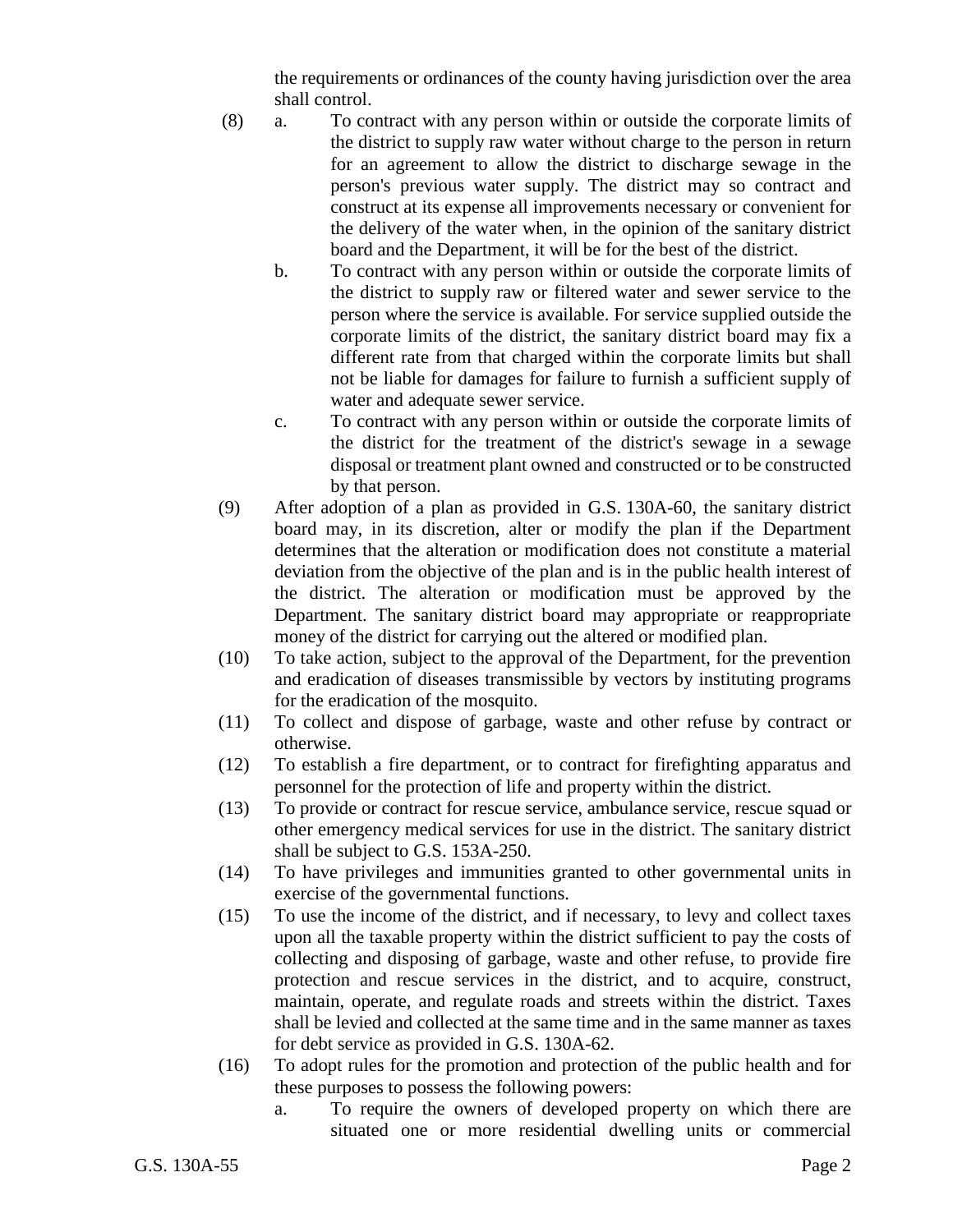the requirements or ordinances of the county having jurisdiction over the area shall control.

(8) a. To contract with any person within or outside the corporate limits of the district to supply raw water without charge to the person in return for an agreement to allow the district to discharge sewage in the person's previous water supply. The district may so contract and construct at its expense all improvements necessary or convenient for the delivery of the water when, in the opinion of the sanitary district board and the Department, it will be for the best of the district.

b. To contract with any person within or outside the corporate limits of the district to supply raw or filtered water and sewer service to the person where the service is available. For service supplied outside the corporate limits of the district, the sanitary district board may fix a different rate from that charged within the corporate limits but shall not be liable for damages for failure to furnish a sufficient supply of water and adequate sewer service.

c. To contract with any person within or outside the corporate limits of the district for the treatment of the district's sewage in a sewage disposal or treatment plant owned and constructed or to be constructed by that person.

(9) After adoption of a plan as provided in G.S. 130A-60, the sanitary district board may, in its discretion, alter or modify the plan if the Department determines that the alteration or modification does not constitute a material deviation from the objective of the plan and is in the public health interest of the district. The alteration or modification must be approved by the Department. The sanitary district board may appropriate or reappropriate money of the district for carrying out the altered or modified plan.

(10) To take action, subject to the approval of the Department, for the prevention and eradication of diseases transmissible by vectors by instituting programs for the eradication of the mosquito.

(11) To collect and dispose of garbage, waste and other refuse by contract or otherwise.

(12) To establish a fire department, or to contract for firefighting apparatus and personnel for the protection of life and property within the district.

(13) To provide or contract for rescue service, ambulance service, rescue squad or other emergency medical services for use in the district. The sanitary district shall be subject to G.S. 153A-250.

(14) To have privileges and immunities granted to other governmental units in exercise of the governmental functions.

(15) To use the income of the district, and if necessary, to levy and collect taxes upon all the taxable property within the district sufficient to pay the costs of collecting and disposing of garbage, waste and other refuse, to provide fire protection and rescue services in the district, and to acquire, construct, maintain, operate, and regulate roads and streets within the district. Taxes shall be levied and collected at the same time and in the same manner as taxes for debt service as provided in G.S. 130A-62.

(16) To adopt rules for the promotion and protection of the public health and for these purposes to possess the following powers:

a. To require the owners of developed property on which there are situated one or more residential dwelling units or commercial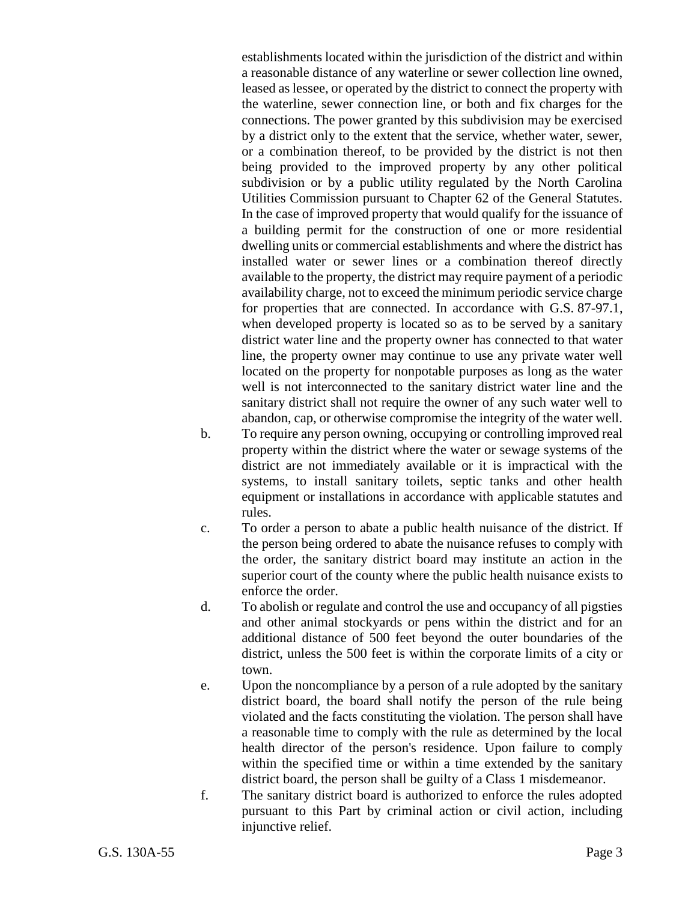establishments located within the jurisdiction of the district and within a reasonable distance of any waterline or sewer collection line owned, leased as lessee, or operated by the district to connect the property with the waterline, sewer connection line, or both and fix charges for the connections. The power granted by this subdivision may be exercised by a district only to the extent that the service, whether water, sewer, or a combination thereof, to be provided by the district is not then being provided to the improved property by any other political subdivision or by a public utility regulated by the North Carolina Utilities Commission pursuant to Chapter 62 of the General Statutes. In the case of improved property that would qualify for the issuance of a building permit for the construction of one or more residential dwelling units or commercial establishments and where the district has installed water or sewer lines or a combination thereof directly available to the property, the district may require payment of a periodic availability charge, not to exceed the minimum periodic service charge for properties that are connected. In accordance with G.S. 87-97.1, when developed property is located so as to be served by a sanitary district water line and the property owner has connected to that water line, the property owner may continue to use any private water well located on the property for nonpotable purposes as long as the water well is not interconnected to the sanitary district water line and the sanitary district shall not require the owner of any such water well to abandon, cap, or otherwise compromise the integrity of the water well.

b. To require any person owning, occupying or controlling improved real property within the district where the water or sewage systems of the district are not immediately available or it is impractical with the systems, to install sanitary toilets, septic tanks and other health equipment or installations in accordance with applicable statutes and rules.

c. To order a person to abate a public health nuisance of the district. If the person being ordered to abate the nuisance refuses to comply with the order, the sanitary district board may institute an action in the superior court of the county where the public health nuisance exists to enforce the order.

d. To abolish or regulate and control the use and occupancy of all pigsties and other animal stockyards or pens within the district and for an additional distance of 500 feet beyond the outer boundaries of the district, unless the 500 feet is within the corporate limits of a city or town.

e. Upon the noncompliance by a person of a rule adopted by the sanitary district board, the board shall notify the person of the rule being violated and the facts constituting the violation. The person shall have a reasonable time to comply with the rule as determined by the local health director of the person's residence. Upon failure to comply within the specified time or within a time extended by the sanitary district board, the person shall be guilty of a Class 1 misdemeanor.

f. The sanitary district board is authorized to enforce the rules adopted pursuant to this Part by criminal action or civil action, including injunctive relief.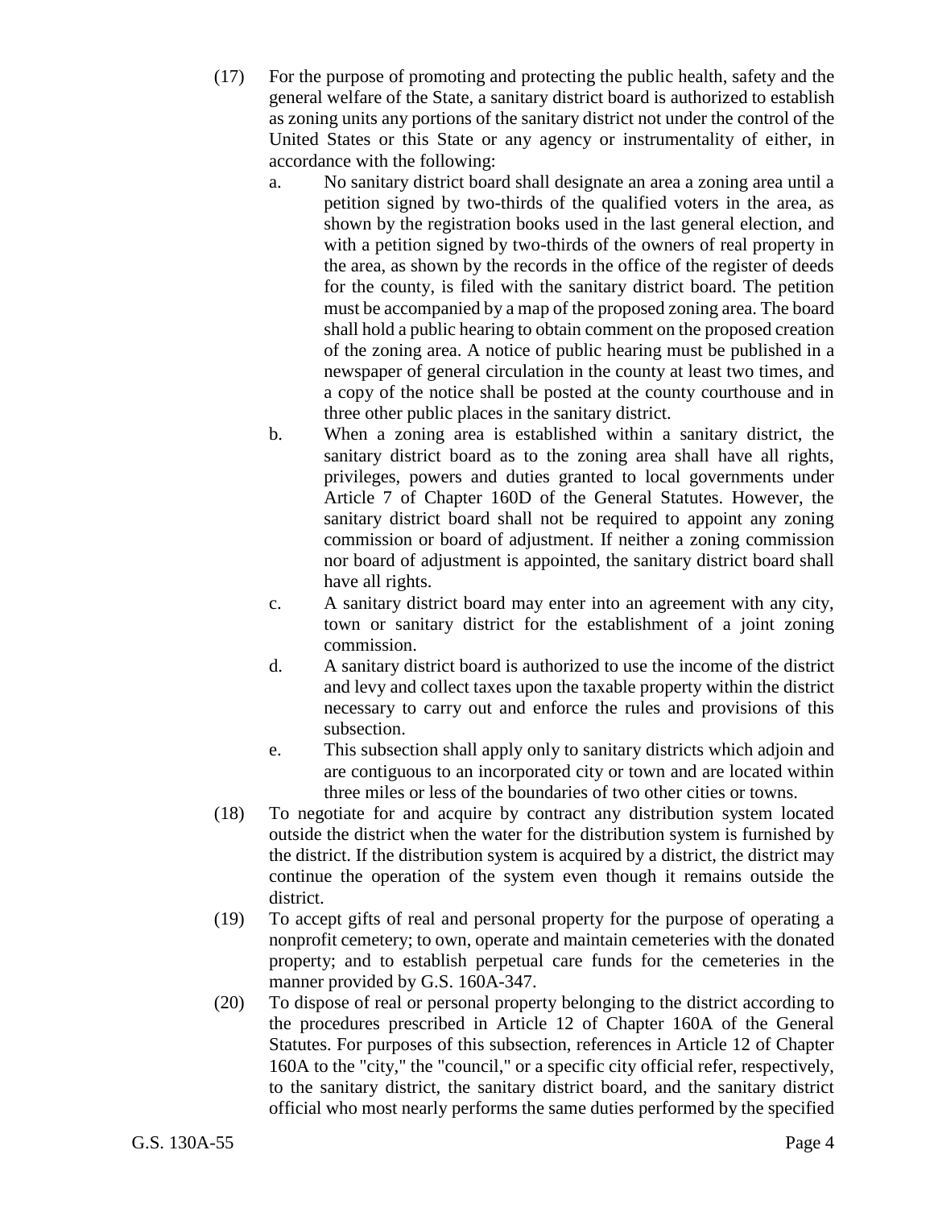(17) For the purpose of promoting and protecting the public health, safety and the general welfare of the State, a sanitary district board is authorized to establish as zoning units any portions of the sanitary district not under the control of the United States or this State or any agency or instrumentality of either, in accordance with the following:

a. No sanitary district board shall designate an area a zoning area until a petition signed by two-thirds of the qualified voters in the area, as shown by the registration books used in the last general election, and with a petition signed by two-thirds of the owners of real property in the area, as shown by the records in the office of the register of deeds for the county, is filed with the sanitary district board. The petition must be accompanied by a map of the proposed zoning area. The board shall hold a public hearing to obtain comment on the proposed creation of the zoning area. A notice of public hearing must be published in a newspaper of general circulation in the county at least two times, and a copy of the notice shall be posted at the county courthouse and in three other public places in the sanitary district.

b. When a zoning area is established within a sanitary district, the sanitary district board as to the zoning area shall have all rights, privileges, powers and duties granted to local governments under Article 7 of Chapter 160D of the General Statutes. However, the sanitary district board shall not be required to appoint any zoning commission or board of adjustment. If neither a zoning commission nor board of adjustment is appointed, the sanitary district board shall have all rights.

c. A sanitary district board may enter into an agreement with any city, town or sanitary district for the establishment of a joint zoning commission.

d. A sanitary district board is authorized to use the income of the district and levy and collect taxes upon the taxable property within the district necessary to carry out and enforce the rules and provisions of this subsection.

e. This subsection shall apply only to sanitary districts which adjoin and are contiguous to an incorporated city or town and are located within three miles or less of the boundaries of two other cities or towns.

(18) To negotiate for and acquire by contract any distribution system located outside the district when the water for the distribution system is furnished by the district. If the distribution system is acquired by a district, the district may continue the operation of the system even though it remains outside the district.

(19) To accept gifts of real and personal property for the purpose of operating a nonprofit cemetery; to own, operate and maintain cemeteries with the donated property; and to establish perpetual care funds for the cemeteries in the manner provided by G.S. 160A-347.

(20) To dispose of real or personal property belonging to the district according to the procedures prescribed in Article 12 of Chapter 160A of the General Statutes. For purposes of this subsection, references in Article 12 of Chapter 160A to the "city," the "council," or a specific city official refer, respectively, to the sanitary district, the sanitary district board, and the sanitary district official who most nearly performs the same duties performed by the specified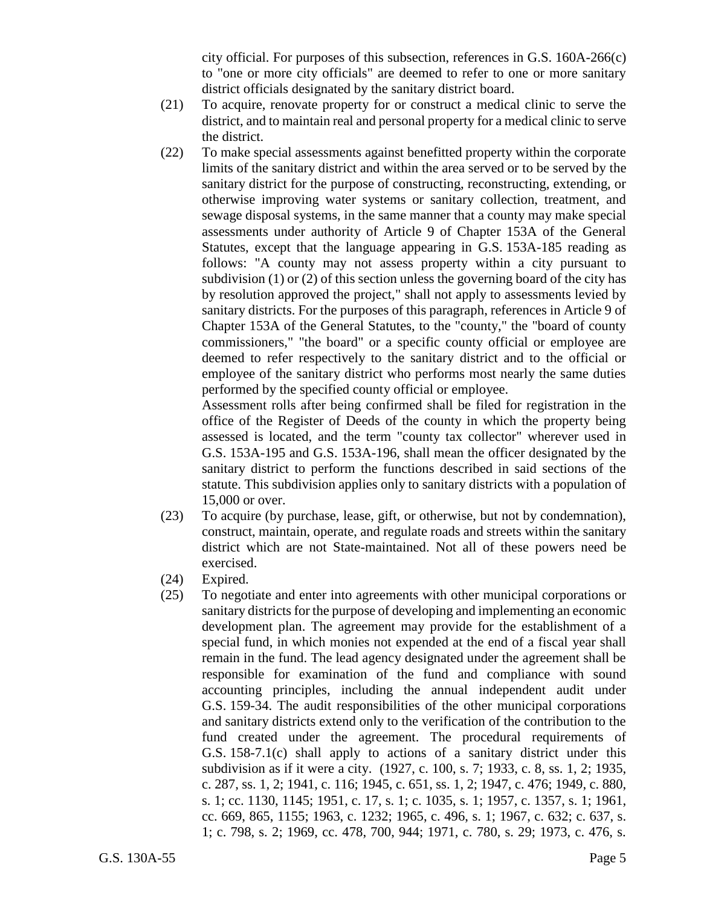city official. For purposes of this subsection, references in G.S. 160A-266(c) to "one or more city officials" are deemed to refer to one or more sanitary district officials designated by the sanitary district board.

(21) To acquire, renovate property for or construct a medical clinic to serve the district, and to maintain real and personal property for a medical clinic to serve the district.

(22) To make special assessments against benefitted property within the corporate limits of the sanitary district and within the area served or to be served by the sanitary district for the purpose of constructing, reconstructing, extending, or otherwise improving water systems or sanitary collection, treatment, and sewage disposal systems, in the same manner that a county may make special assessments under authority of Article 9 of Chapter 153A of the General Statutes, except that the language appearing in G.S. 153A-185 reading as follows: "A county may not assess property within a city pursuant to subdivision (1) or (2) of this section unless the governing board of the city has by resolution approved the project," shall not apply to assessments levied by sanitary districts. For the purposes of this paragraph, references in Article 9 of Chapter 153A of the General Statutes, to the "county," the "board of county commissioners," "the board" or a specific county official or employee are deemed to refer respectively to the sanitary district and to the official or employee of the sanitary district who performs most nearly the same duties performed by the specified county official or employee.

Assessment rolls after being confirmed shall be filed for registration in the office of the Register of Deeds of the county in which the property being assessed is located, and the term "county tax collector" wherever used in G.S. 153A-195 and G.S. 153A-196, shall mean the officer designated by the sanitary district to perform the functions described in said sections of the statute. This subdivision applies only to sanitary districts with a population of 15,000 or over.

(23) To acquire (by purchase, lease, gift, or otherwise, but not by condemnation), construct, maintain, operate, and regulate roads and streets within the sanitary district which are not State-maintained. Not all of these powers need be exercised.

(24) Expired.

(25) To negotiate and enter into agreements with other municipal corporations or sanitary districts for the purpose of developing and implementing an economic development plan. The agreement may provide for the establishment of a special fund, in which monies not expended at the end of a fiscal year shall remain in the fund. The lead agency designated under the agreement shall be responsible for examination of the fund and compliance with sound accounting principles, including the annual independent audit under G.S. 159-34. The audit responsibilities of the other municipal corporations and sanitary districts extend only to the verification of the contribution to the fund created under the agreement. The procedural requirements of G.S. 158-7.1(c) shall apply to actions of a sanitary district under this subdivision as if it were a city. (1927, c. 100, s. 7; 1933, c. 8, ss. 1, 2; 1935, c. 287, ss. 1, 2; 1941, c. 116; 1945, c. 651, ss. 1, 2; 1947, c. 476; 1949, c. 880, s. 1; cc. 1130, 1145; 1951, c. 17, s. 1; c. 1035, s. 1; 1957, c. 1357, s. 1; 1961, cc. 669, 865, 1155; 1963, c. 1232; 1965, c. 496, s. 1; 1967, c. 632; c. 637, s. 1; c. 798, s. 2; 1969, cc. 478, 700, 944; 1971, c. 780, s. 29; 1973, c. 476, s.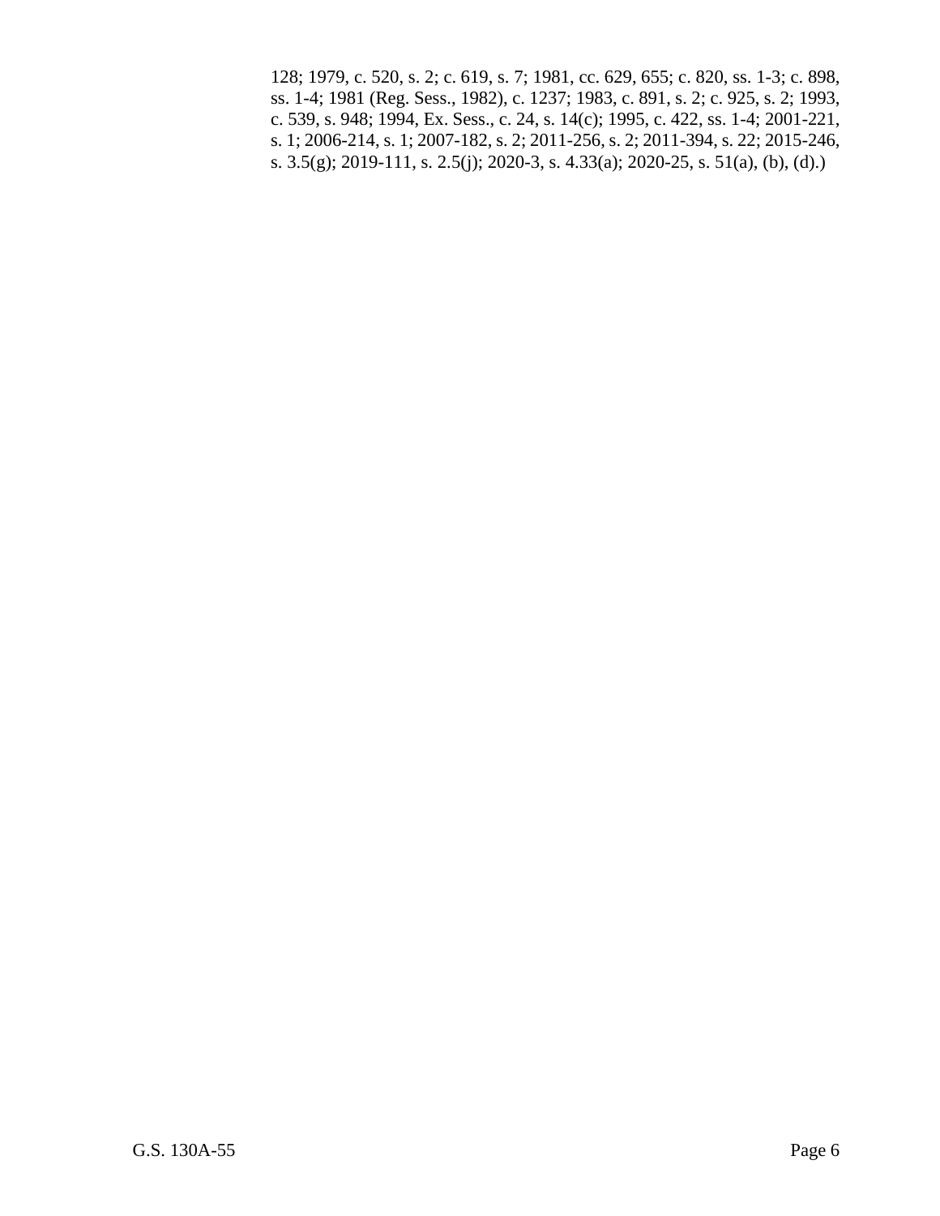128; 1979, c. 520, s. 2; c. 619, s. 7; 1981, cc. 629, 655; c. 820, ss. 1-3; c. 898, ss. 1-4; 1981 (Reg. Sess., 1982), c. 1237; 1983, c. 891, s. 2; c. 925, s. 2; 1993, c. 539, s. 948; 1994, Ex. Sess., c. 24, s. 14(c); 1995, c. 422, ss. 1-4; 2001-221, s. 1; 2006-214, s. 1; 2007-182, s. 2; 2011-256, s. 2; 2011-394, s. 22; 2015-246, s. 3.5(g); 2019-111, s. 2.5(j); 2020-3, s. 4.33(a); 2020-25, s. 51(a), (b), (d).)